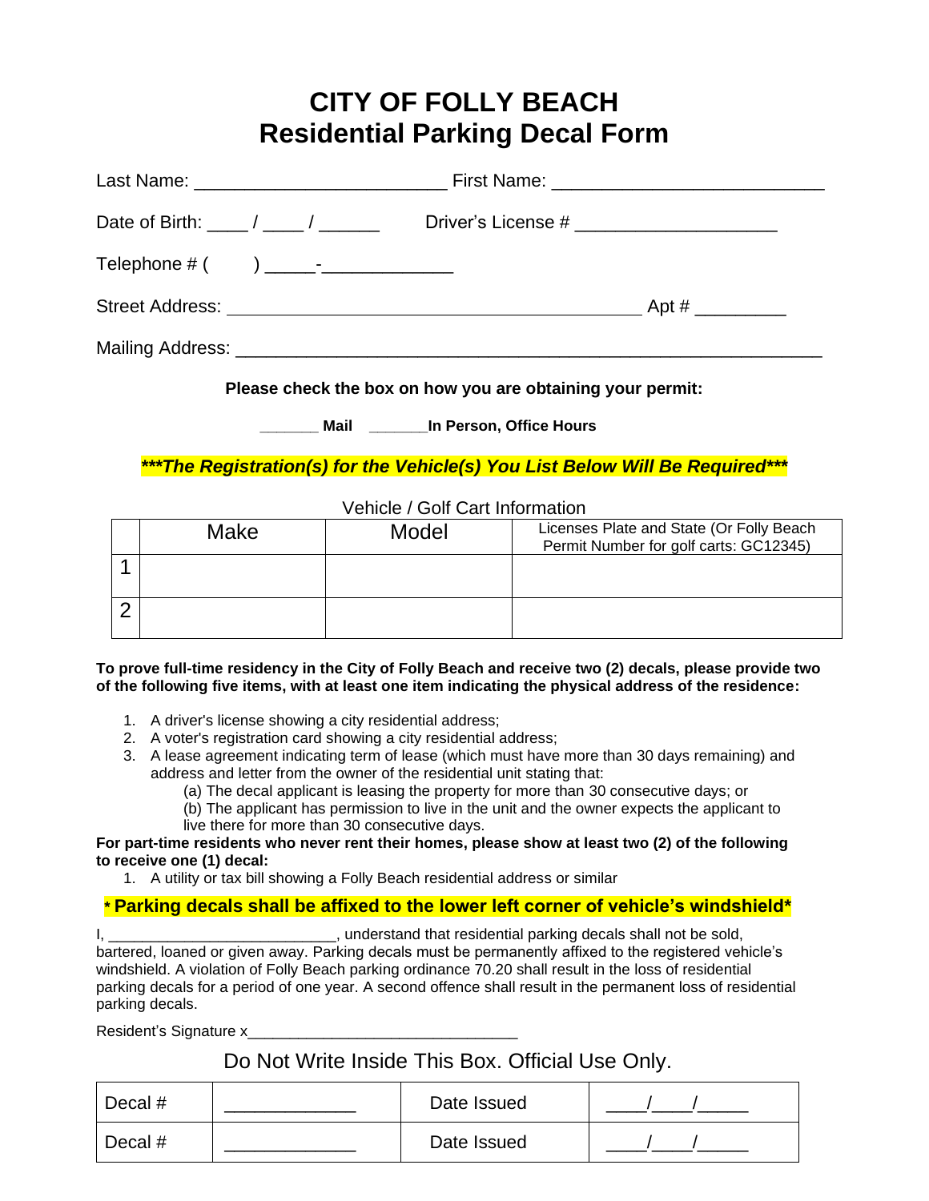# CITY OF FOLLY BEACH
# Residential Parking Decal Form

Last Name: ________________________ First Name: __________________________

Date of Birth: ____ / ____ / ______ Driver's License # ___________________

Telephone # (       ) _____-____________

Street Address: ________________________________________ Apt # _________

Mailing Address: _________________________________________________________

**Please check the box on how you are obtaining your permit:**

**_______ Mail _______In Person, Office Hours**

***\*\*\*The Registration(s) for the Vehicle(s) You List Below Will Be Required\*\*\****

Vehicle / Golf Cart Information

| | Make | Model | Licenses Plate and State (Or Folly Beach Permit Number for golf carts: GC12345) |
|---|---|---|---|
| 1 | | | |
| 2 | | | |

**To prove full-time residency in the City of Folly Beach and receive two (2) decals, please provide two of the following five items, with at least one item indicating the physical address of the residence:**

1. A driver's license showing a city residential address;
2. A voter's registration card showing a city residential address;
3. A lease agreement indicating term of lease (which must have more than 30 days remaining) and address and letter from the owner of the residential unit stating that:
   (a) The decal applicant is leasing the property for more than 30 consecutive days; or
   (b) The applicant has permission to live in the unit and the owner expects the applicant to live there for more than 30 consecutive days.

**For part-time residents who never rent their homes, please show at least two (2) of the following to receive one (1) decal:**

1. A utility or tax bill showing a Folly Beach residential address or similar

**\* Parking decals shall be affixed to the lower left corner of vehicle's windshield\***

I, __________________________, understand that residential parking decals shall not be sold, bartered, loaned or given away. Parking decals must be permanently affixed to the registered vehicle's windshield. A violation of Folly Beach parking ordinance 70.20 shall result in the loss of residential parking decals for a period of one year. A second offence shall result in the permanent loss of residential parking decals.

Resident's Signature x________________________________

Do Not Write Inside This Box. Official Use Only.

| Decal # | _____________ | Date Issued | ____/____/_____ |
|---|---|---|---|
| Decal # | _____________ | Date Issued | ____/____/_____ |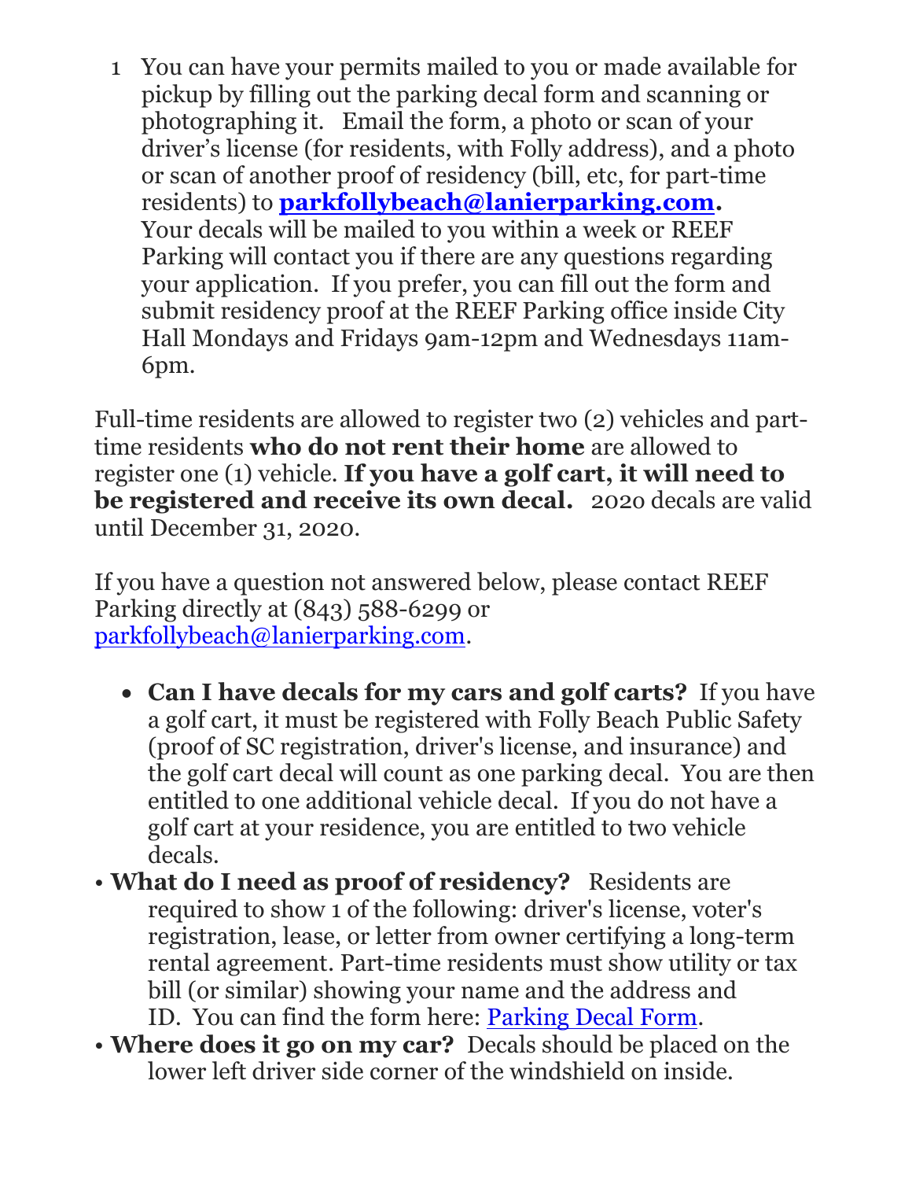1. You can have your permits mailed to you or made available for pickup by filling out the parking decal form and scanning or photographing it. Email the form, a photo or scan of your driver's license (for residents, with Folly address), and a photo or scan of another proof of residency (bill, etc, for part-time residents) to **[parkfollybeach@lanierparking.com](mailto:parkfollybeach@lanierparking.com).** Your decals will be mailed to you within a week or REEF Parking will contact you if there are any questions regarding your application. If you prefer, you can fill out the form and submit residency proof at the REEF Parking office inside City Hall Mondays and Fridays 9am-12pm and Wednesdays 11am-6pm.

Full-time residents are allowed to register two (2) vehicles and part-time residents **who do not rent their home** are allowed to register one (1) vehicle. **If you have a golf cart, it will need to be registered and receive its own decal.** 2020 decals are valid until December 31, 2020.

If you have a question not answered below, please contact REEF Parking directly at (843) 588-6299 or [parkfollybeach@lanierparking.com](mailto:parkfollybeach@lanierparking.com).

- **Can I have decals for my cars and golf carts?** If you have a golf cart, it must be registered with Folly Beach Public Safety (proof of SC registration, driver's license, and insurance) and the golf cart decal will count as one parking decal. You are then entitled to one additional vehicle decal. If you do not have a golf cart at your residence, you are entitled to two vehicle decals.
- **What do I need as proof of residency?** Residents are required to show 1 of the following: driver's license, voter's registration, lease, or letter from owner certifying a long-term rental agreement. Part-time residents must show utility or tax bill (or similar) showing your name and the address and ID. You can find the form here: [Parking Decal Form](#).
- **Where does it go on my car?** Decals should be placed on the lower left driver side corner of the windshield on inside.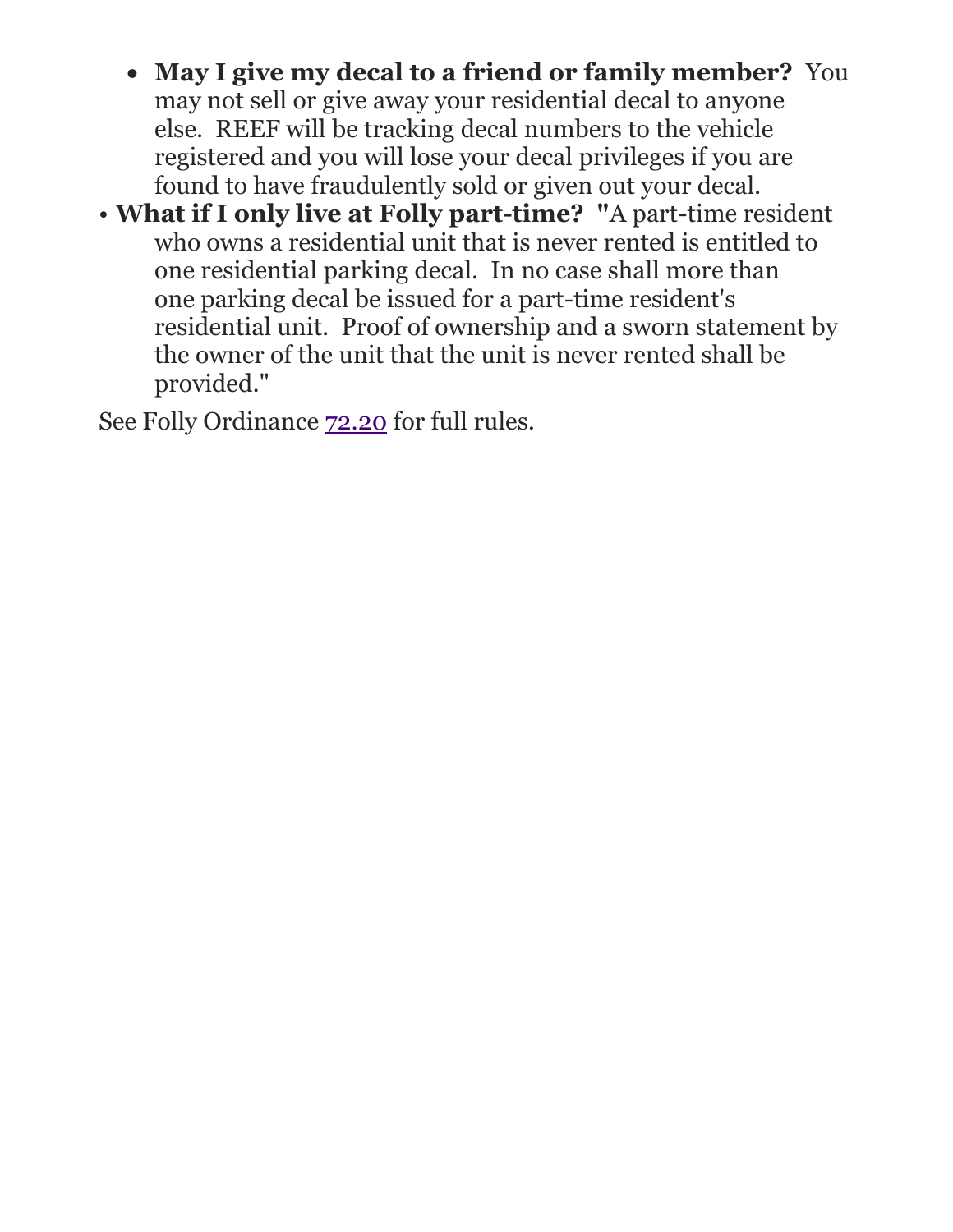- **May I give my decal to a friend or family member?** You may not sell or give away your residential decal to anyone else. REEF will be tracking decal numbers to the vehicle registered and you will lose your decal privileges if you are found to have fraudulently sold or given out your decal.
- **What if I only live at Folly part-time? "**A part-time resident who owns a residential unit that is never rented is entitled to one residential parking decal. In no case shall more than one parking decal be issued for a part-time resident's residential unit. Proof of ownership and a sworn statement by the owner of the unit that the unit is never rented shall be provided."

See Folly Ordinance 72.20 for full rules.